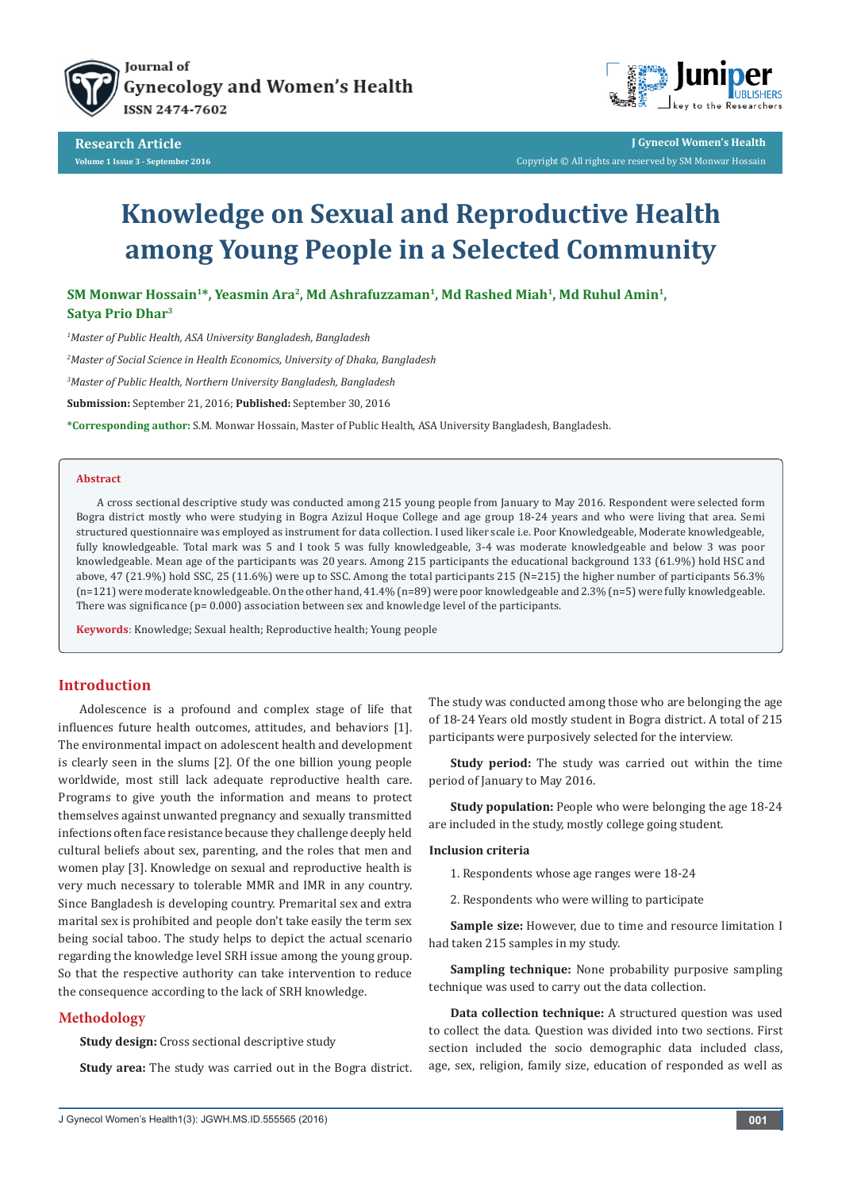Research Article

# Knowledge on Sexual and Reproductive Health among Young People in a Selected Community

**SM Monwar Hossain[1]*, Yeasmin Ara[2], Md Ashrafuzzaman[1], Md Rashed Miah[1], Md Ruhul Amin[1], Satya Prio Dhar[3]**

[1] *Master of Public Health, ASA University Bangladesh, Bangladesh*

[2] *Master of Social Science in Health Economics, University of Dhaka, Bangladesh*

[3] *Master of Public Health, Northern University Bangladesh, Bangladesh*

**Submission:** September 21, 2016; **Published:** September 30, 2016

***Corresponding author:** S.M. Monwar Hossain, Master of Public Health, ASA University Bangladesh, Bangladesh.

## Abstract

A cross sectional descriptive study was conducted among 215 young people from January to May 2016. Respondent were selected form Bogra district mostly who were studying in Bogra Azizul Hoque College and age group 18-24 years and who were living that area. Semi structured questionnaire was employed as instrument for data collection. I used liker scale i.e. Poor Knowledgeable, Moderate knowledgeable, fully knowledgeable. Total mark was 5 and I took 5 was fully knowledgeable, 3-4 was moderate knowledgeable and below 3 was poor knowledgeable. Mean age of the participants was 20 years. Among 215 participants the educational background 133 (61.9%) hold HSC and above, 47 (21.9%) hold SSC, 25 (11.6%) were up to SSC. Among the total participants 215 (N=215) the higher number of participants 56.3% (n=121) were moderate knowledgeable. On the other hand, 41.4% (n=89) were poor knowledgeable and 2.3% (n=5) were fully knowledgeable. There was significance (p= 0.000) association between sex and knowledge level of the participants.

**Keywords**: Knowledge; Sexual health; Reproductive health; Young people

## Introduction

Adolescence is a profound and complex stage of life that influences future health outcomes, attitudes, and behaviors [1]. The environmental impact on adolescent health and development is clearly seen in the slums [2]. Of the one billion young people worldwide, most still lack adequate reproductive health care. Programs to give youth the information and means to protect themselves against unwanted pregnancy and sexually transmitted infections often face resistance because they challenge deeply held cultural beliefs about sex, parenting, and the roles that men and women play [3]. Knowledge on sexual and reproductive health is very much necessary to tolerable MMR and IMR in any country. Since Bangladesh is developing country. Premarital sex and extra marital sex is prohibited and people don't take easily the term sex being social taboo. The study helps to depict the actual scenario regarding the knowledge level SRH issue among the young group. So that the respective authority can take intervention to reduce the consequence according to the lack of SRH knowledge.

## Methodology

**Study design:** Cross sectional descriptive study

**Study area:** The study was carried out in the Bogra district. The study was conducted among those who are belonging the age of 18-24 Years old mostly student in Bogra district. A total of 215 participants were purposively selected for the interview.

**Study period:** The study was carried out within the time period of January to May 2016.

**Study population:** People who were belonging the age 18-24 are included in the study, mostly college going student.

**Inclusion criteria**

1. Respondents whose age ranges were 18-24
2. Respondents who were willing to participate

**Sample size:** However, due to time and resource limitation I had taken 215 samples in my study.

**Sampling technique:** None probability purposive sampling technique was used to carry out the data collection.

**Data collection technique:** A structured question was used to collect the data. Question was divided into two sections. First section included the socio demographic data included class, age, sex, religion, family size, education of responded as well as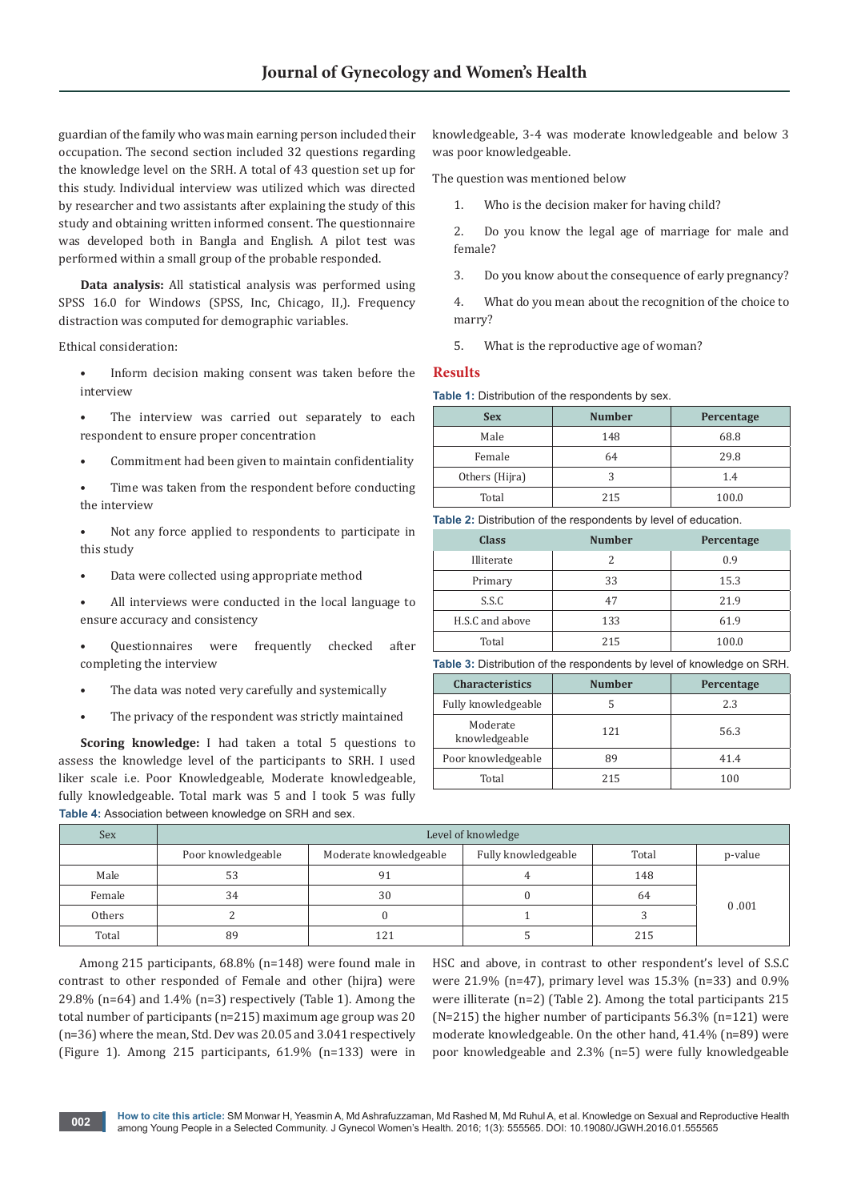guardian of the family who was main earning person included their occupation. The second section included 32 questions regarding the knowledge level on the SRH. A total of 43 question set up for this study. Individual interview was utilized which was directed by researcher and two assistants after explaining the study of this study and obtaining written informed consent. The questionnaire was developed both in Bangla and English. A pilot test was performed within a small group of the probable responded.

**Data analysis:** All statistical analysis was performed using SPSS 16.0 for Windows (SPSS, Inc, Chicago, Il,). Frequency distraction was computed for demographic variables.

Ethical consideration:

- Inform decision making consent was taken before the interview
- The interview was carried out separately to each respondent to ensure proper concentration
- Commitment had been given to maintain confidentiality
- Time was taken from the respondent before conducting the interview
- Not any force applied to respondents to participate in this study
- Data were collected using appropriate method
- All interviews were conducted in the local language to ensure accuracy and consistency
- Questionnaires were frequently checked after completing the interview
- The data was noted very carefully and systemically
- The privacy of the respondent was strictly maintained

**Scoring knowledge:** I had taken a total 5 questions to assess the knowledge level of the participants to SRH. I used liker scale i.e. Poor Knowledgeable, Moderate knowledgeable, fully knowledgeable. Total mark was 5 and I took 5 was fully knowledgeable, 3-4 was moderate knowledgeable and below 3 was poor knowledgeable.

The question was mentioned below

1. Who is the decision maker for having child?
2. Do you know the legal age of marriage for male and female?
3. Do you know about the consequence of early pregnancy?
4. What do you mean about the recognition of the choice to marry?
5. What is the reproductive age of woman?

## Results

**Table 1:** Distribution of the respondents by sex.

| Sex | Number | Percentage |
|---|---|---|
| Male | 148 | 68.8 |
| Female | 64 | 29.8 |
| Others (Hijra) | 3 | 1.4 |
| Total | 215 | 100.0 |

**Table 2:** Distribution of the respondents by level of education.

| Class | Number | Percentage |
|---|---|---|
| Illiterate | 2 | 0.9 |
| Primary | 33 | 15.3 |
| S.S.C | 47 | 21.9 |
| H.S.C and above | 133 | 61.9 |
| Total | 215 | 100.0 |

**Table 3:** Distribution of the respondents by level of knowledge on SRH.

| Characteristics | Number | Percentage |
|---|---|---|
| Fully knowledgeable | 5 | 2.3 |
| Moderate knowledgeable | 121 | 56.3 |
| Poor knowledgeable | 89 | 41.4 |
| Total | 215 | 100 |

**Table 4:** Association between knowledge on SRH and sex.

| Sex | Level of knowledge | | | | |
|---|---|---|---|---|---|
| | Poor knowledgeable | Moderate knowledgeable | Fully knowledgeable | Total | p-value |
| Male | 53 | 91 | 4 | 148 | 0 .001 |
| Female | 34 | 30 | 0 | 64 | |
| Others | 2 | 0 | 1 | 3 | |
| Total | 89 | 121 | 5 | 215 | |

Among 215 participants, 68.8% (n=148) were found male in contrast to other responded of Female and other (hijra) were 29.8% (n=64) and 1.4% (n=3) respectively (Table 1). Among the total number of participants (n=215) maximum age group was 20 (n=36) where the mean, Std. Dev was 20.05 and 3.041 respectively (Figure 1). Among 215 participants, 61.9% (n=133) were in HSC and above, in contrast to other respondent's level of S.S.C were 21.9% (n=47), primary level was 15.3% (n=33) and 0.9% were illiterate (n=2) (Table 2). Among the total participants 215 (N=215) the higher number of participants 56.3% (n=121) were moderate knowledgeable. On the other hand, 41.4% (n=89) were poor knowledgeable and 2.3% (n=5) were fully knowledgeable

**How to cite this article:** SM Monwar H, Yeasmin A, Md Ashrafuzzaman, Md Rashed M, Md Ruhul A, et al. Knowledge on Sexual and Reproductive Health among Young People in a Selected Community. J Gynecol Women's Health. 2016; 1(3): 555565. DOI: 10.19080/JGWH.2016.01.555565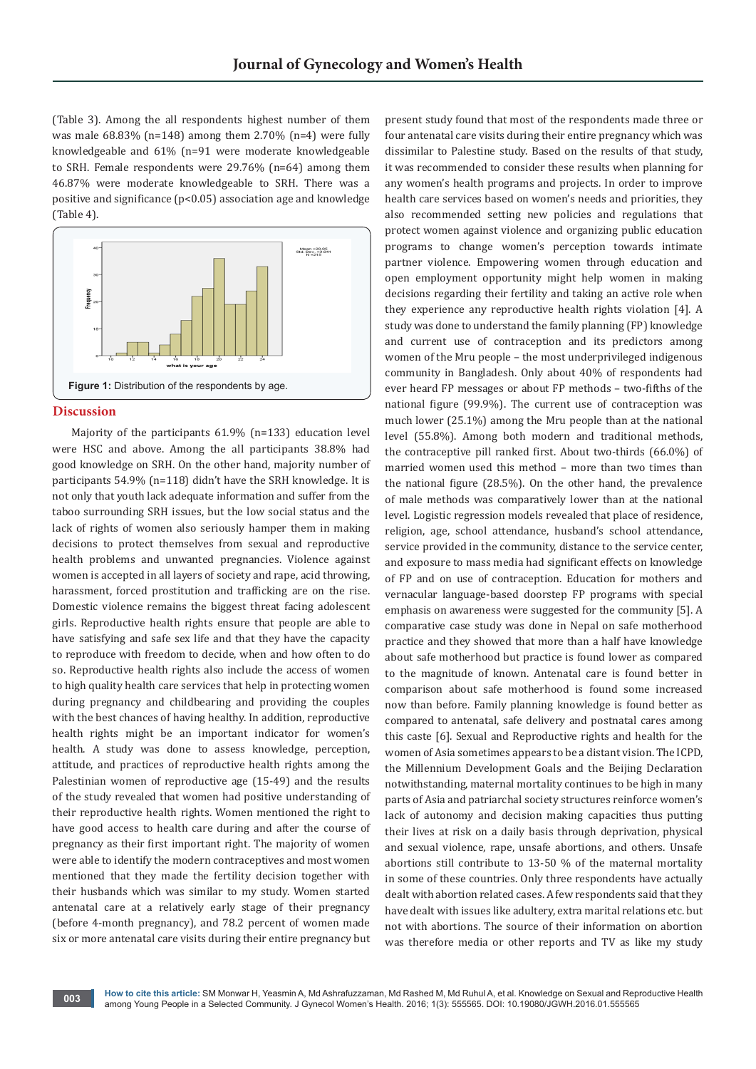(Table 3). Among the all respondents highest number of them was male 68.83% (n=148) among them 2.70% (n=4) were fully knowledgeable and 61% (n=91 were moderate knowledgeable to SRH. Female respondents were 29.76% (n=64) among them 46.87% were moderate knowledgeable to SRH. There was a positive and significance ($p<0.05$) association age and knowledge (Table 4).

**Figure 1:** Distribution of the respondents by age.

## Discussion

Majority of the participants 61.9% (n=133) education level were HSC and above. Among the all participants 38.8% had good knowledge on SRH. On the other hand, majority number of participants 54.9% (n=118) didn't have the SRH knowledge. It is not only that youth lack adequate information and suffer from the taboo surrounding SRH issues, but the low social status and the lack of rights of women also seriously hamper them in making decisions to protect themselves from sexual and reproductive health problems and unwanted pregnancies. Violence against women is accepted in all layers of society and rape, acid throwing, harassment, forced prostitution and trafficking are on the rise. Domestic violence remains the biggest threat facing adolescent girls. Reproductive health rights ensure that people are able to have satisfying and safe sex life and that they have the capacity to reproduce with freedom to decide, when and how often to do so. Reproductive health rights also include the access of women to high quality health care services that help in protecting women during pregnancy and childbearing and providing the couples with the best chances of having healthy. In addition, reproductive health rights might be an important indicator for women's health. A study was done to assess knowledge, perception, attitude, and practices of reproductive health rights among the Palestinian women of reproductive age (15-49) and the results of the study revealed that women had positive understanding of their reproductive health rights. Women mentioned the right to have good access to health care during and after the course of pregnancy as their first important right. The majority of women were able to identify the modern contraceptives and most women mentioned that they made the fertility decision together with their husbands which was similar to my study. Women started antenatal care at a relatively early stage of their pregnancy (before 4-month pregnancy), and 78.2 percent of women made six or more antenatal care visits during their entire pregnancy but present study found that most of the respondents made three or four antenatal care visits during their entire pregnancy which was dissimilar to Palestine study. Based on the results of that study, it was recommended to consider these results when planning for any women's health programs and projects. In order to improve health care services based on women's needs and priorities, they also recommended setting new policies and regulations that protect women against violence and organizing public education programs to change women's perception towards intimate partner violence. Empowering women through education and open employment opportunity might help women in making decisions regarding their fertility and taking an active role when they experience any reproductive health rights violation [4]. A study was done to understand the family planning (FP) knowledge and current use of contraception and its predictors among women of the Mru people – the most underprivileged indigenous community in Bangladesh. Only about 40% of respondents had ever heard FP messages or about FP methods – two-fifths of the national figure (99.9%). The current use of contraception was much lower (25.1%) among the Mru people than at the national level (55.8%). Among both modern and traditional methods, the contraceptive pill ranked first. About two-thirds (66.0%) of married women used this method – more than two times than the national figure (28.5%). On the other hand, the prevalence of male methods was comparatively lower than at the national level. Logistic regression models revealed that place of residence, religion, age, school attendance, husband's school attendance, service provided in the community, distance to the service center, and exposure to mass media had significant effects on knowledge of FP and on use of contraception. Education for mothers and vernacular language-based doorstep FP programs with special emphasis on awareness were suggested for the community [5]. A comparative case study was done in Nepal on safe motherhood practice and they showed that more than a half have knowledge about safe motherhood but practice is found lower as compared to the magnitude of known. Antenatal care is found better in comparison about safe motherhood is found some increased now than before. Family planning knowledge is found better as compared to antenatal, safe delivery and postnatal cares among this caste [6]. Sexual and Reproductive rights and health for the women of Asia sometimes appears to be a distant vision. The ICPD, the Millennium Development Goals and the Beijing Declaration notwithstanding, maternal mortality continues to be high in many parts of Asia and patriarchal society structures reinforce women's lack of autonomy and decision making capacities thus putting their lives at risk on a daily basis through deprivation, physical and sexual violence, rape, unsafe abortions, and others. Unsafe abortions still contribute to 13-50 % of the maternal mortality in some of these countries. Only three respondents have actually dealt with abortion related cases. A few respondents said that they have dealt with issues like adultery, extra marital relations etc. but not with abortions. The source of their information on abortion was therefore media or other reports and TV as like my study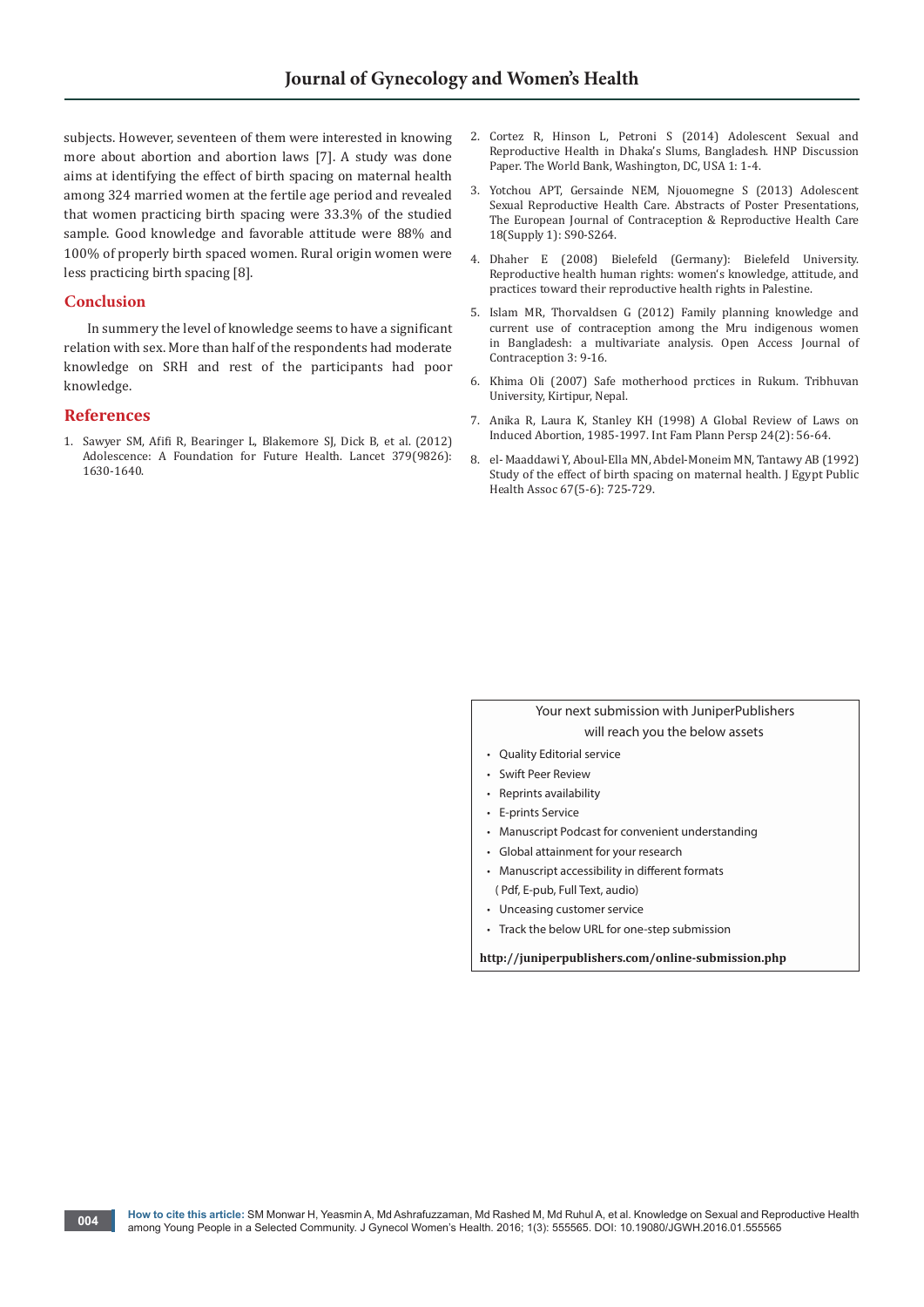subjects. However, seventeen of them were interested in knowing more about abortion and abortion laws [7]. A study was done aims at identifying the effect of birth spacing on maternal health among 324 married women at the fertile age period and revealed that women practicing birth spacing were 33.3% of the studied sample. Good knowledge and favorable attitude were 88% and 100% of properly birth spaced women. Rural origin women were less practicing birth spacing [8].

## Conclusion

In summery the level of knowledge seems to have a significant relation with sex. More than half of the respondents had moderate knowledge on SRH and rest of the participants had poor knowledge.

## References

1. Sawyer SM, Afifi R, Bearinger L, Blakemore SJ, Dick B, et al. (2012) Adolescence: A Foundation for Future Health. Lancet 379(9826): 1630-1640.
2. Cortez R, Hinson L, Petroni S (2014) Adolescent Sexual and Reproductive Health in Dhaka's Slums, Bangladesh. HNP Discussion Paper. The World Bank, Washington, DC, USA 1: 1-4.
3. Yotchou APT, Gersainde NEM, Njouomegne S (2013) Adolescent Sexual Reproductive Health Care. Abstracts of Poster Presentations, The European Journal of Contraception & Reproductive Health Care 18(Supply 1): S90-S264.
4. Dhaher E (2008) Bielefeld (Germany): Bielefeld University. Reproductive health human rights: women's knowledge, attitude, and practices toward their reproductive health rights in Palestine.
5. Islam MR, Thorvaldsen G (2012) Family planning knowledge and current use of contraception among the Mru indigenous women in Bangladesh: a multivariate analysis. Open Access Journal of Contraception 3: 9-16.
6. Khima Oli (2007) Safe motherhood prctices in Rukum. Tribhuvan University, Kirtipur, Nepal.
7. Anika R, Laura K, Stanley KH (1998) A Global Review of Laws on Induced Abortion, 1985-1997. Int Fam Plann Persp 24(2): 56-64.
8. el- Maaddawi Y, Aboul-Ella MN, Abdel-Moneim MN, Tantawy AB (1992) Study of the effect of birth spacing on maternal health. J Egypt Public Health Assoc 67(5-6): 725-729.

Your next submission with JuniperPublishers will reach you the below assets

- Quality Editorial service
- Swift Peer Review
- Reprints availability
- E-prints Service
- Manuscript Podcast for convenient understanding
- Global attainment for your research
- Manuscript accessibility in different formats ( Pdf, E-pub, Full Text, audio)
- Unceasing customer service
- Track the below URL for one-step submission

**http://juniperpublishers.com/online-submission.php**

**How to cite this article:** SM Monwar H, Yeasmin A, Md Ashrafuzzaman, Md Rashed M, Md Ruhul A, et al. Knowledge on Sexual and Reproductive Health among Young People in a Selected Community. J Gynecol Women's Health. 2016; 1(3): 555565. DOI: 10.19080/JGWH.2016.01.555565